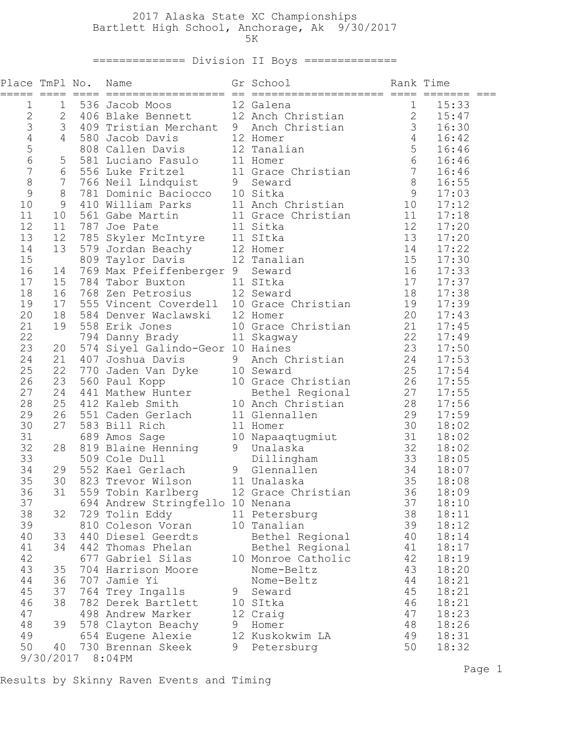# 2017 Alaska State XC Championships

## Bartlett High School, Anchorage, Ak 9/30/2017

### 5K

### Division II Boys

| Place | TmPl | No. | Name | Gr | School | Rank | Time |
|---|---|---|---|---|---|---|---|
| 1 | 1 | 536 | Jacob Moos | 12 | Galena | 1 | 15:33 |
| 2 | 2 | 406 | Blake Bennett | 12 | Anch Christian | 2 | 15:47 |
| 3 | 3 | 409 | Tristian Merchant | 9 | Anch Christian | 3 | 16:30 |
| 4 | 4 | 580 | Jacob Davis | 12 | Homer | 4 | 16:42 |
| 5 | | 808 | Callen Davis | 12 | Tanalian | 5 | 16:46 |
| 6 | 5 | 581 | Luciano Fasulo | 11 | Homer | 6 | 16:46 |
| 7 | 6 | 556 | Luke Fritzel | 11 | Grace Christian | 7 | 16:46 |
| 8 | 7 | 766 | Neil Lindquist | 9 | Seward | 8 | 16:55 |
| 9 | 8 | 781 | Dominic Baciocco | 10 | Sitka | 9 | 17:03 |
| 10 | 9 | 410 | William Parks | 11 | Anch Christian | 10 | 17:12 |
| 11 | 10 | 561 | Gabe Martin | 11 | Grace Christian | 11 | 17:18 |
| 12 | 11 | 787 | Joe Pate | 11 | Sitka | 12 | 17:20 |
| 13 | 12 | 785 | Skyler McIntyre | 11 | SItka | 13 | 17:20 |
| 14 | 13 | 579 | Jordan Beachy | 12 | Homer | 14 | 17:22 |
| 15 | | 809 | Taylor Davis | 12 | Tanalian | 15 | 17:30 |
| 16 | 14 | 769 | Max Pfeiffenberger | 9 | Seward | 16 | 17:33 |
| 17 | 15 | 784 | Tabor Buxton | 11 | SItka | 17 | 17:37 |
| 18 | 16 | 768 | Zen Petrosius | 12 | Seward | 18 | 17:38 |
| 19 | 17 | 555 | Vincent Coverdell | 10 | Grace Christian | 19 | 17:39 |
| 20 | 18 | 584 | Denver Waclawski | 12 | Homer | 20 | 17:43 |
| 21 | 19 | 558 | Erik Jones | 10 | Grace Christian | 21 | 17:45 |
| 22 | | 794 | Danny Brady | 11 | Skagway | 22 | 17:49 |
| 23 | 20 | 574 | Siyel Galindo-Geor | 10 | Haines | 23 | 17:50 |
| 24 | 21 | 407 | Joshua Davis | 9 | Anch Christian | 24 | 17:53 |
| 25 | 22 | 770 | Jaden Van Dyke | 10 | Seward | 25 | 17:54 |
| 26 | 23 | 560 | Paul Kopp | 10 | Grace Christian | 26 | 17:55 |
| 27 | 24 | 441 | Mathew Hunter | | Bethel Regional | 27 | 17:55 |
| 28 | 25 | 412 | Kaleb Smith | 10 | Anch Christian | 28 | 17:56 |
| 29 | 26 | 551 | Caden Gerlach | 11 | Glennallen | 29 | 17:59 |
| 30 | 27 | 583 | Bill Rich | 11 | Homer | 30 | 18:02 |
| 31 | | 689 | Amos Sage | 10 | Napaaqtugmiut | 31 | 18:02 |
| 32 | 28 | 819 | Blaine Henning | 9 | Unalaska | 32 | 18:02 |
| 33 | | 509 | Cole Dull | | Dillingham | 33 | 18:05 |
| 34 | 29 | 552 | Kael Gerlach | 9 | Glennallen | 34 | 18:07 |
| 35 | 30 | 823 | Trevor Wilson | 11 | Unalaska | 35 | 18:08 |
| 36 | 31 | 559 | Tobin Karlberg | 12 | Grace Christian | 36 | 18:09 |
| 37 | | 694 | Andrew Stringfello | 10 | Nenana | 37 | 18:10 |
| 38 | 32 | 729 | Tolin Eddy | 11 | Petersburg | 38 | 18:11 |
| 39 | | 810 | Coleson Voran | 10 | Tanalian | 39 | 18:12 |
| 40 | 33 | 440 | Diesel Geerdts | | Bethel Regional | 40 | 18:14 |
| 41 | 34 | 442 | Thomas Phelan | | Bethel Regional | 41 | 18:17 |
| 42 | | 677 | Gabriel Silas | 10 | Monroe Catholic | 42 | 18:19 |
| 43 | 35 | 704 | Harrison Moore | | Nome-Beltz | 43 | 18:20 |
| 44 | 36 | 707 | Jamie Yi | | Nome-Beltz | 44 | 18:21 |
| 45 | 37 | 764 | Trey Ingalls | 9 | Seward | 45 | 18:21 |
| 46 | 38 | 782 | Derek Bartlett | 10 | SItka | 46 | 18:21 |
| 47 | | 498 | Andrew Marker | 12 | Craig | 47 | 18:23 |
| 48 | 39 | 578 | Clayton Beachy | 9 | Homer | 48 | 18:26 |
| 49 | | 654 | Eugene Alexie | 12 | Kuskokwim LA | 49 | 18:31 |
| 50 | 40 | 730 | Brennan Skeek | 9 | Petersburg | 50 | 18:32 |

9/30/2017 8:04PM

Results by Skinny Raven Events and Timing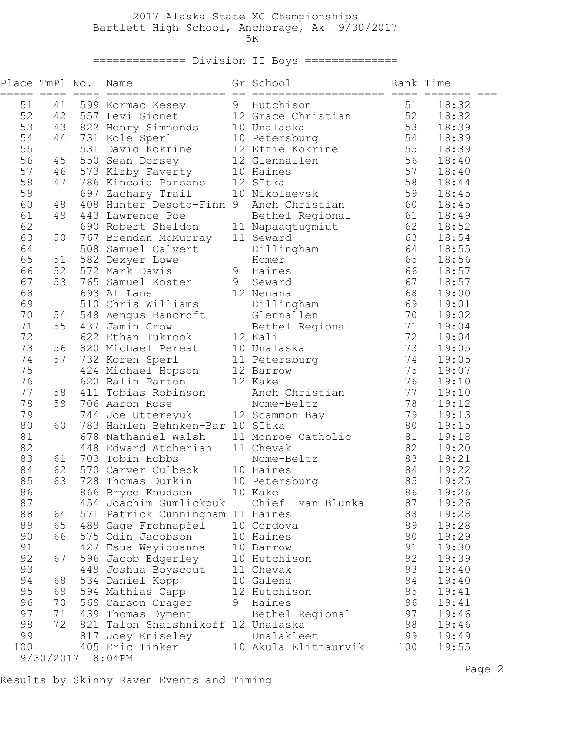# 2017 Alaska State XC Championships

Bartlett High School, Anchorage, Ak 9/30/2017

5K

## Division II Boys

| Place | TmPl | No. | Name | Gr | School | Rank | Time |
|---|---|---|---|---|---|---|---|
| 51 | 41 | 599 | Kormac Kesey | 9 | Hutchison | 51 | 18:32 |
| 52 | 42 | 557 | Levi Gionet | 12 | Grace Christian | 52 | 18:32 |
| 53 | 43 | 822 | Henry Simmonds | 10 | Unalaska | 53 | 18:39 |
| 54 | 44 | 731 | Kole Sperl | 10 | Petersburg | 54 | 18:39 |
| 55 | | 531 | David Kokrine | 12 | Effie Kokrine | 55 | 18:39 |
| 56 | 45 | 550 | Sean Dorsey | 12 | Glennallen | 56 | 18:40 |
| 57 | 46 | 573 | Kirby Faverty | 10 | Haines | 57 | 18:40 |
| 58 | 47 | 786 | Kincaid Parsons | 12 | SItka | 58 | 18:44 |
| 59 | | 697 | Zachary Trail | 10 | Nikolaevsk | 59 | 18:45 |
| 60 | 48 | 408 | Hunter Desoto-Finn | 9 | Anch Christian | 60 | 18:45 |
| 61 | 49 | 443 | Lawrence Poe | | Bethel Regional | 61 | 18:49 |
| 62 | | 690 | Robert Sheldon | 11 | Napaaqtugmiut | 62 | 18:52 |
| 63 | 50 | 767 | Brendan McMurray | 11 | Seward | 63 | 18:54 |
| 64 | | 508 | Samuel Calvert | | Dillingham | 64 | 18:55 |
| 65 | 51 | 582 | Dexyer Lowe | | Homer | 65 | 18:56 |
| 66 | 52 | 572 | Mark Davis | 9 | Haines | 66 | 18:57 |
| 67 | 53 | 765 | Samuel Koster | 9 | Seward | 67 | 18:57 |
| 68 | | 693 | Al Lane | 12 | Nenana | 68 | 19:00 |
| 69 | | 510 | Chris Williams | | Dillingham | 69 | 19:01 |
| 70 | 54 | 548 | Aengus Bancroft | | Glennallen | 70 | 19:02 |
| 71 | 55 | 437 | Jamin Crow | | Bethel Regional | 71 | 19:04 |
| 72 | | 622 | Ethan Tukrook | 12 | Kali | 72 | 19:04 |
| 73 | 56 | 820 | Michael Pereat | 10 | Unalaska | 73 | 19:05 |
| 74 | 57 | 732 | Koren Sperl | 11 | Petersburg | 74 | 19:05 |
| 75 | | 424 | Michael Hopson | 12 | Barrow | 75 | 19:07 |
| 76 | | 620 | Balin Parton | 12 | Kake | 76 | 19:10 |
| 77 | 58 | 411 | Tobias Robinson | | Anch Christian | 77 | 19:10 |
| 78 | 59 | 706 | Aaron Rose | | Nome-Beltz | 78 | 19:12 |
| 79 | | 744 | Joe Uttereyuk | 12 | Scammon Bay | 79 | 19:13 |
| 80 | 60 | 783 | Hahlen Behnken-Bar | 10 | SItka | 80 | 19:15 |
| 81 | | 678 | Nathaniel Walsh | 11 | Monroe Catholic | 81 | 19:18 |
| 82 | | 448 | Edward Atcherian | 11 | Chevak | 82 | 19:20 |
| 83 | 61 | 703 | Tobin Hobbs | | Nome-Beltz | 83 | 19:21 |
| 84 | 62 | 570 | Carver Culbeck | 10 | Haines | 84 | 19:22 |
| 85 | 63 | 728 | Thomas Durkin | 10 | Petersburg | 85 | 19:25 |
| 86 | | 866 | Bryce Knudsen | 10 | Kake | 86 | 19:26 |
| 87 | | 454 | Joachim Gumlickpuk | | Chief Ivan Blunka | 87 | 19:26 |
| 88 | 64 | 571 | Patrick Cunningham | 11 | Haines | 88 | 19:28 |
| 89 | 65 | 489 | Gage Frohnapfel | 10 | Cordova | 89 | 19:28 |
| 90 | 66 | 575 | Odin Jacobson | 10 | Haines | 90 | 19:29 |
| 91 | | 427 | Esua Weyiouanna | 10 | Barrow | 91 | 19:30 |
| 92 | 67 | 596 | Jacob Edgerley | 10 | Hutchison | 92 | 19:39 |
| 93 | | 449 | Joshua Boyscout | 11 | Chevak | 93 | 19:40 |
| 94 | 68 | 534 | Daniel Kopp | 10 | Galena | 94 | 19:40 |
| 95 | 69 | 594 | Mathias Capp | 12 | Hutchison | 95 | 19:41 |
| 96 | 70 | 569 | Carson Crager | 9 | Haines | 96 | 19:41 |
| 97 | 71 | 439 | Thomas Dyment | | Bethel Regional | 97 | 19:46 |
| 98 | 72 | 821 | Talon Shaishnikoff | 12 | Unalaska | 98 | 19:46 |
| 99 | | 817 | Joey Kniseley | | Unalakleet | 99 | 19:49 |
| 100 | | 405 | Eric Tinker | 10 | Akula Elitnaurvik | 100 | 19:55 |

9/30/2017 8:04PM

Results by Skinny Raven Events and Timing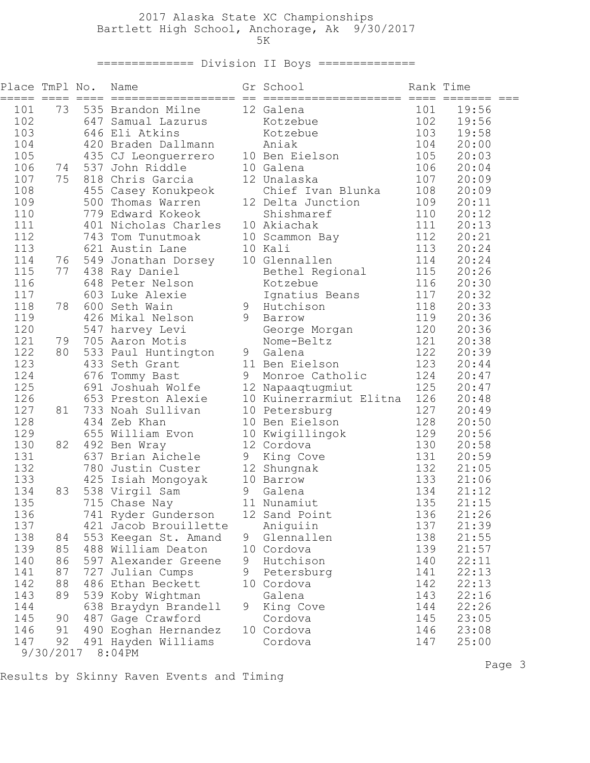# 2017 Alaska State XC Championships

Bartlett High School, Anchorage, Ak 9/30/2017

5K

## Division II Boys

| Place | TmPl | No. | Name | Gr | School | Rank | Time |
|---|---|---|---|---|---|---|---|
| 101 | 73 | 535 | Brandon Milne | 12 | Galena | 101 | 19:56 |
| 102 | | 647 | Samual Lazurus | | Kotzebue | 102 | 19:56 |
| 103 | | 646 | Eli Atkins | | Kotzebue | 103 | 19:58 |
| 104 | | 420 | Braden Dallmann | | Aniak | 104 | 20:00 |
| 105 | | 435 | CJ Leonguerrero | 10 | Ben Eielson | 105 | 20:03 |
| 106 | 74 | 537 | John Riddle | 10 | Galena | 106 | 20:04 |
| 107 | 75 | 818 | Chris Garcia | 12 | Unalaska | 107 | 20:09 |
| 108 | | 455 | Casey Konukpeok | | Chief Ivan Blunka | 108 | 20:09 |
| 109 | | 500 | Thomas Warren | 12 | Delta Junction | 109 | 20:11 |
| 110 | | 779 | Edward Kokeok | | Shishmaref | 110 | 20:12 |
| 111 | | 401 | Nicholas Charles | 10 | Akiachak | 111 | 20:13 |
| 112 | | 743 | Tom Tunutmoak | 10 | Scammon Bay | 112 | 20:21 |
| 113 | | 621 | Austin Lane | 10 | Kali | 113 | 20:24 |
| 114 | 76 | 549 | Jonathan Dorsey | 10 | Glennallen | 114 | 20:24 |
| 115 | 77 | 438 | Ray Daniel | | Bethel Regional | 115 | 20:26 |
| 116 | | 648 | Peter Nelson | | Kotzebue | 116 | 20:30 |
| 117 | | 603 | Luke Alexie | | Ignatius Beans | 117 | 20:32 |
| 118 | 78 | 600 | Seth Wain | 9 | Hutchison | 118 | 20:33 |
| 119 | | 426 | Mikal Nelson | 9 | Barrow | 119 | 20:36 |
| 120 | | 547 | harvey Levi | | George Morgan | 120 | 20:36 |
| 121 | 79 | 705 | Aaron Motis | | Nome-Beltz | 121 | 20:38 |
| 122 | 80 | 533 | Paul Huntington | 9 | Galena | 122 | 20:39 |
| 123 | | 433 | Seth Grant | 11 | Ben Eielson | 123 | 20:44 |
| 124 | | 676 | Tommy Bast | 9 | Monroe Catholic | 124 | 20:47 |
| 125 | | 691 | Joshuah Wolfe | 12 | Napaaqtugmiut | 125 | 20:47 |
| 126 | | 653 | Preston Alexie | 10 | Kuinerrarmiut Elitna | 126 | 20:48 |
| 127 | 81 | 733 | Noah Sullivan | 10 | Petersburg | 127 | 20:49 |
| 128 | | 434 | Zeb Khan | 10 | Ben Eielson | 128 | 20:50 |
| 129 | | 655 | William Evon | 10 | Kwigillingok | 129 | 20:56 |
| 130 | 82 | 492 | Ben Wray | 12 | Cordova | 130 | 20:58 |
| 131 | | 637 | Brian Aichele | 9 | King Cove | 131 | 20:59 |
| 132 | | 780 | Justin Custer | 12 | Shungnak | 132 | 21:05 |
| 133 | | 425 | Isiah Mongoyak | 10 | Barrow | 133 | 21:06 |
| 134 | 83 | 538 | Virgil Sam | 9 | Galena | 134 | 21:12 |
| 135 | | 715 | Chase Nay | 11 | Nunamiut | 135 | 21:15 |
| 136 | | 741 | Ryder Gunderson | 12 | Sand Point | 136 | 21:26 |
| 137 | | 421 | Jacob Brouillette | | Aniguiin | 137 | 21:39 |
| 138 | 84 | 553 | Keegan St. Amand | 9 | Glennallen | 138 | 21:55 |
| 139 | 85 | 488 | William Deaton | 10 | Cordova | 139 | 21:57 |
| 140 | 86 | 597 | Alexander Greene | 9 | Hutchison | 140 | 22:11 |
| 141 | 87 | 727 | Julian Cumps | 9 | Petersburg | 141 | 22:13 |
| 142 | 88 | 486 | Ethan Beckett | 10 | Cordova | 142 | 22:13 |
| 143 | 89 | 539 | Koby Wightman | | Galena | 143 | 22:16 |
| 144 | | 638 | Braydyn Brandell | 9 | King Cove | 144 | 22:26 |
| 145 | 90 | 487 | Gage Crawford | | Cordova | 145 | 23:05 |
| 146 | 91 | 490 | Eoghan Hernandez | 10 | Cordova | 146 | 23:08 |
| 147 | 92 | 491 | Hayden Williams | | Cordova | 147 | 25:00 |

9/30/2017 8:04PM

Results by Skinny Raven Events and Timing